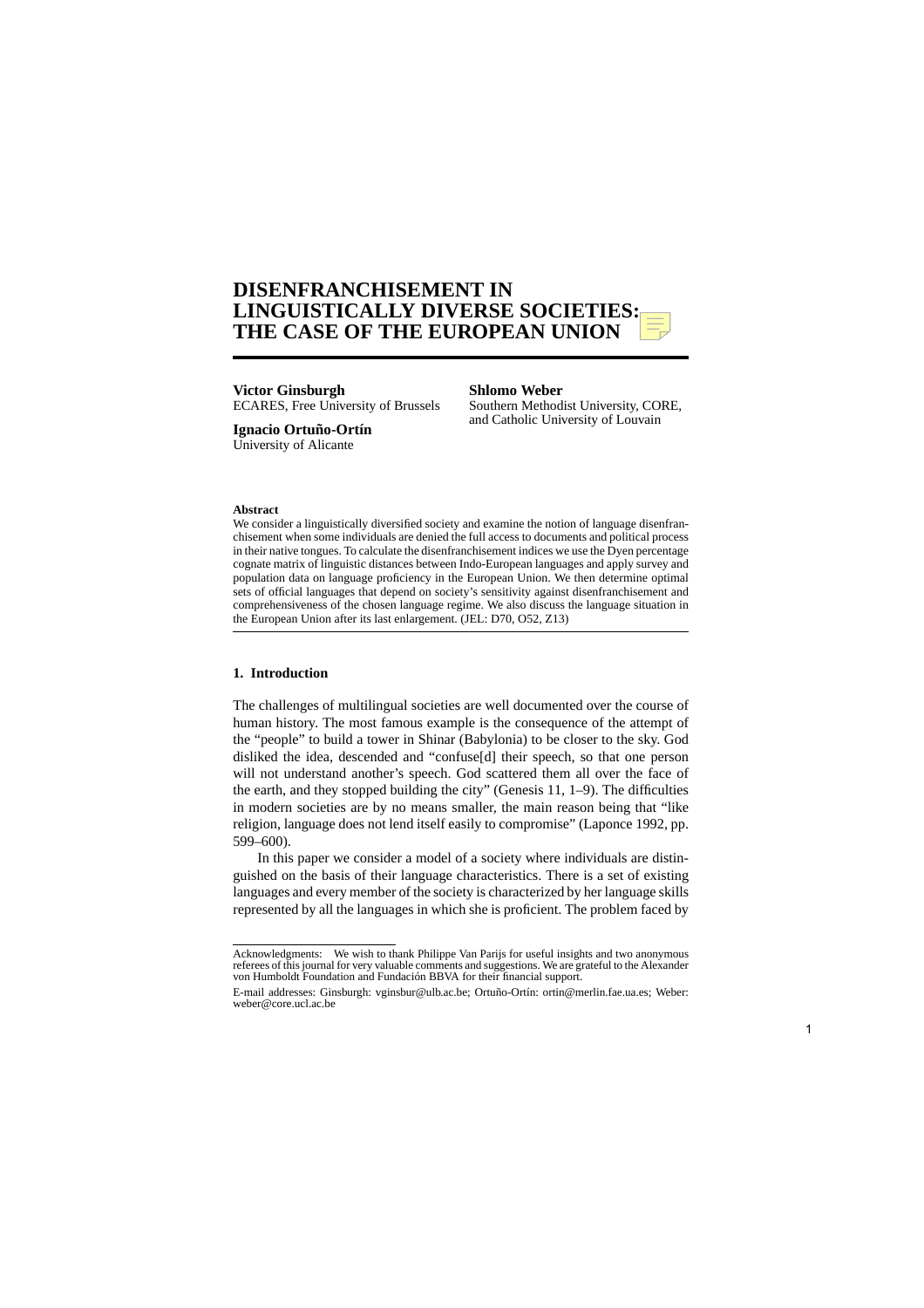# DISENFRANCHISEMENT IN LINGUISTICALLY DIVERSE SOCIETIES: THE CASE OF THE EUROPEAN UNION

**Victor Ginsburgh**
ECARES, Free University of Brussels

**Shlomo Weber**
Southern Methodist University, CORE, and Catholic University of Louvain

**Ignacio Ortuño-Ortín**
University of Alicante

**Abstract**

We consider a linguistically diversified society and examine the notion of language disenfranchisement when some individuals are denied the full access to documents and political process in their native tongues. To calculate the disenfranchisement indices we use the Dyen percentage cognate matrix of linguistic distances between Indo-European languages and apply survey and population data on language proficiency in the European Union. We then determine optimal sets of official languages that depend on society's sensitivity against disenfranchisement and comprehensiveness of the chosen language regime. We also discuss the language situation in the European Union after its last enlargement. (JEL: D70, O52, Z13)

## 1. Introduction

The challenges of multilingual societies are well documented over the course of human history. The most famous example is the consequence of the attempt of the "people" to build a tower in Shinar (Babylonia) to be closer to the sky. God disliked the idea, descended and "confuse[d] their speech, so that one person will not understand another's speech. God scattered them all over the face of the earth, and they stopped building the city" (Genesis 11, 1–9). The difficulties in modern societies are by no means smaller, the main reason being that "like religion, language does not lend itself easily to compromise" (Laponce 1992, pp. 599–600).

In this paper we consider a model of a society where individuals are distinguished on the basis of their language characteristics. There is a set of existing languages and every member of the society is characterized by her language skills represented by all the languages in which she is proficient. The problem faced by

---

Acknowledgments: We wish to thank Philippe Van Parijs for useful insights and two anonymous referees of this journal for very valuable comments and suggestions. We are grateful to the Alexander von Humboldt Foundation and Fundación BBVA for their financial support.

E-mail addresses: Ginsburgh: vginsbur@ulb.ac.be; Ortuño-Ortín: ortin@merlin.fae.ua.es; Weber: weber@core.ucl.ac.be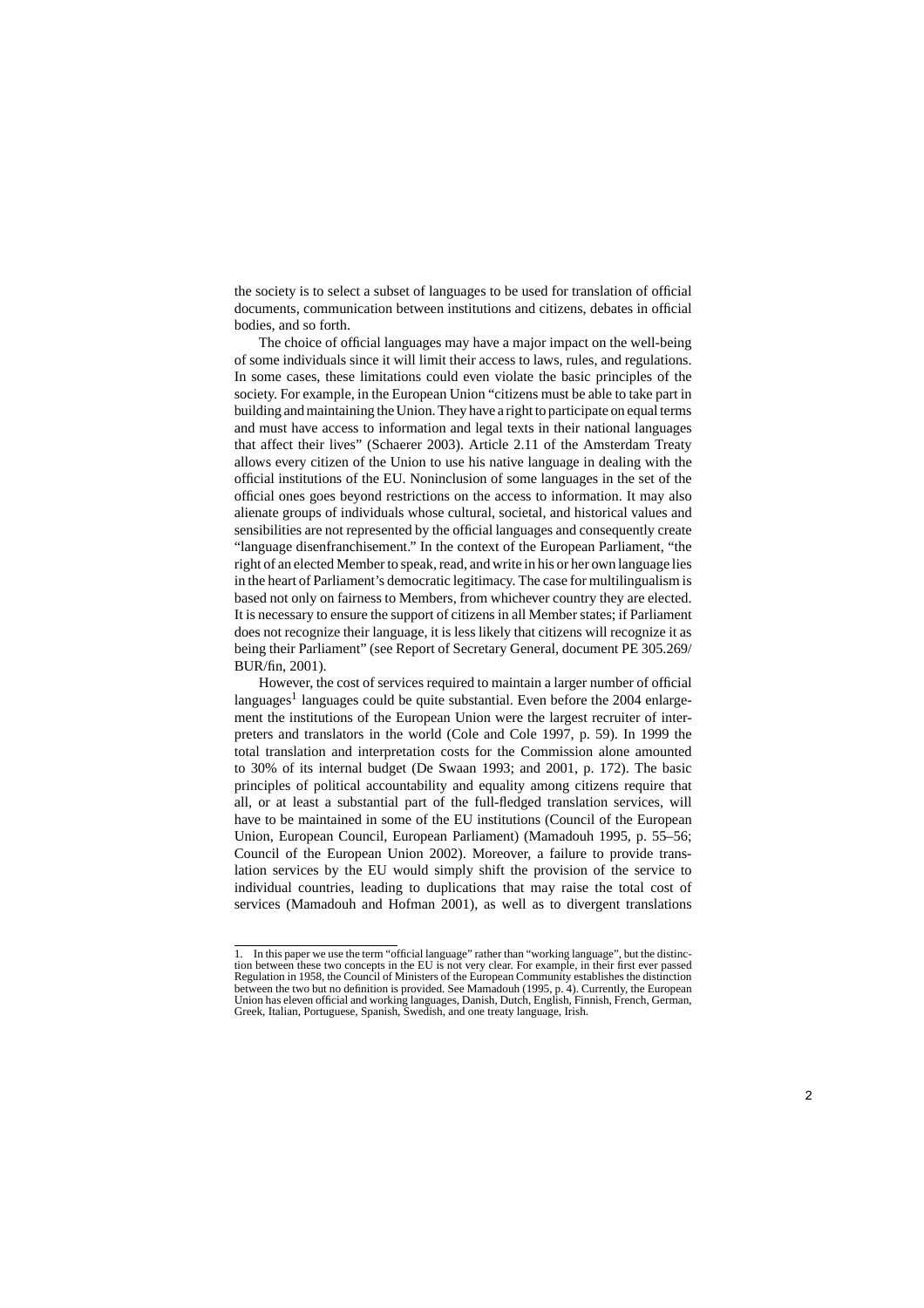the society is to select a subset of languages to be used for translation of official documents, communication between institutions and citizens, debates in official bodies, and so forth.

The choice of official languages may have a major impact on the well-being of some individuals since it will limit their access to laws, rules, and regulations. In some cases, these limitations could even violate the basic principles of the society. For example, in the European Union "citizens must be able to take part in building and maintaining the Union. They have a right to participate on equal terms and must have access to information and legal texts in their national languages that affect their lives" (Schaerer 2003). Article 2.11 of the Amsterdam Treaty allows every citizen of the Union to use his native language in dealing with the official institutions of the EU. Noninclusion of some languages in the set of the official ones goes beyond restrictions on the access to information. It may also alienate groups of individuals whose cultural, societal, and historical values and sensibilities are not represented by the official languages and consequently create "language disenfranchisement." In the context of the European Parliament, "the right of an elected Member to speak, read, and write in his or her own language lies in the heart of Parliament's democratic legitimacy. The case for multilingualism is based not only on fairness to Members, from whichever country they are elected. It is necessary to ensure the support of citizens in all Member states; if Parliament does not recognize their language, it is less likely that citizens will recognize it as being their Parliament" (see Report of Secretary General, document PE 305.269/ BUR/fin, 2001).

However, the cost of services required to maintain a larger number of official languages[1] languages could be quite substantial. Even before the 2004 enlargement the institutions of the European Union were the largest recruiter of interpreters and translators in the world (Cole and Cole 1997, p. 59). In 1999 the total translation and interpretation costs for the Commission alone amounted to 30% of its internal budget (De Swaan 1993; and 2001, p. 172). The basic principles of political accountability and equality among citizens require that all, or at least a substantial part of the full-fledged translation services, will have to be maintained in some of the EU institutions (Council of the European Union, European Council, European Parliament) (Mamadouh 1995, p. 55–56; Council of the European Union 2002). Moreover, a failure to provide translation services by the EU would simply shift the provision of the service to individual countries, leading to duplications that may raise the total cost of services (Mamadouh and Hofman 2001), as well as to divergent translations

1. In this paper we use the term "official language" rather than "working language", but the distinction between these two concepts in the EU is not very clear. For example, in their first ever passed Regulation in 1958, the Council of Ministers of the European Community establishes the distinction between the two but no definition is provided. See Mamadouh (1995, p. 4). Currently, the European Union has eleven official and working languages, Danish, Dutch, English, Finnish, French, German, Greek, Italian, Portuguese, Spanish, Swedish, and one treaty language, Irish.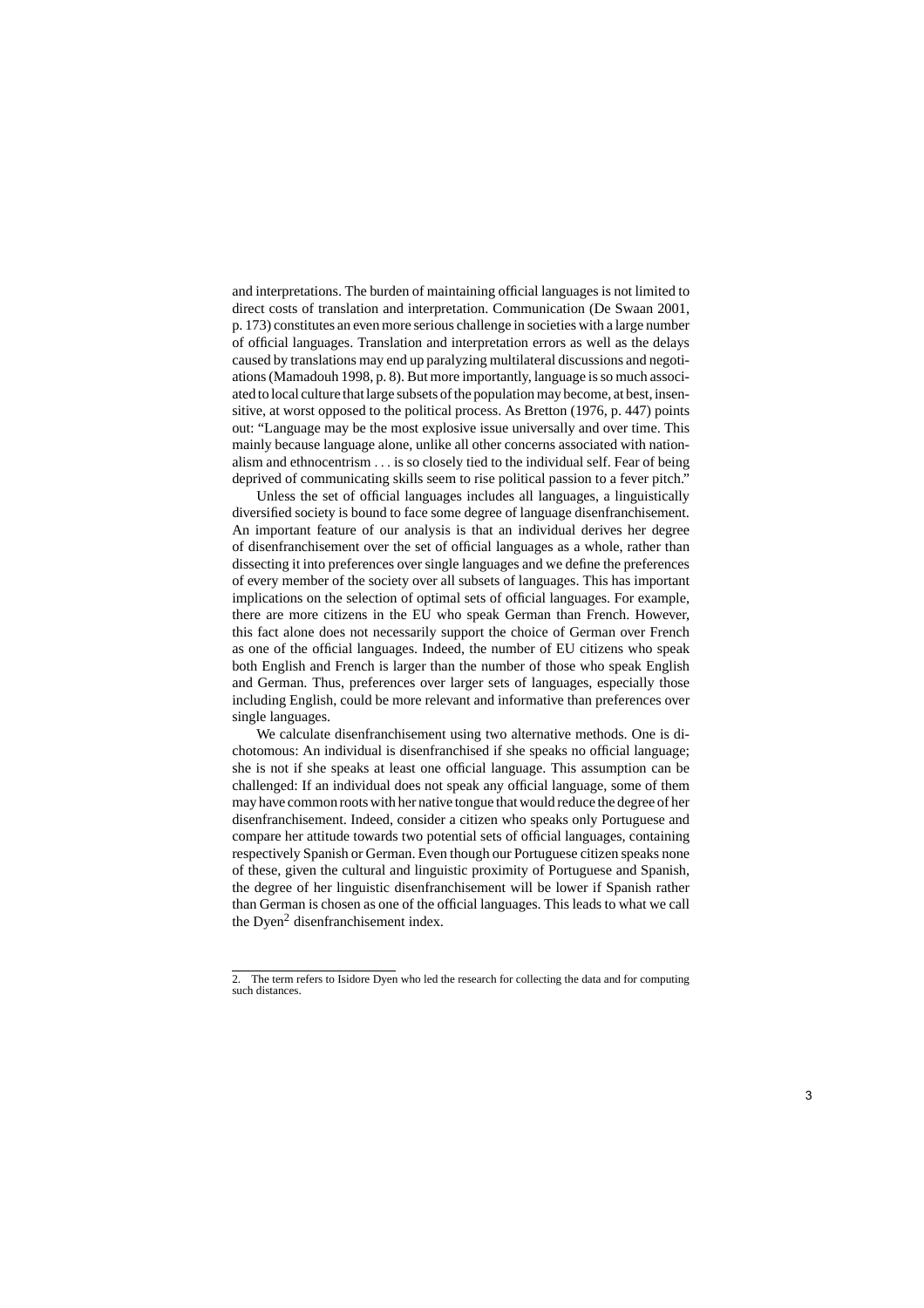and interpretations. The burden of maintaining official languages is not limited to direct costs of translation and interpretation. Communication (De Swaan 2001, p. 173) constitutes an even more serious challenge in societies with a large number of official languages. Translation and interpretation errors as well as the delays caused by translations may end up paralyzing multilateral discussions and negotiations (Mamadouh 1998, p. 8). But more importantly, language is so much associated to local culture that large subsets of the population may become, at best, insensitive, at worst opposed to the political process. As Bretton (1976, p. 447) points out: "Language may be the most explosive issue universally and over time. This mainly because language alone, unlike all other concerns associated with nationalism and ethnocentrism . . . is so closely tied to the individual self. Fear of being deprived of communicating skills seem to rise political passion to a fever pitch."

Unless the set of official languages includes all languages, a linguistically diversified society is bound to face some degree of language disenfranchisement. An important feature of our analysis is that an individual derives her degree of disenfranchisement over the set of official languages as a whole, rather than dissecting it into preferences over single languages and we define the preferences of every member of the society over all subsets of languages. This has important implications on the selection of optimal sets of official languages. For example, there are more citizens in the EU who speak German than French. However, this fact alone does not necessarily support the choice of German over French as one of the official languages. Indeed, the number of EU citizens who speak both English and French is larger than the number of those who speak English and German. Thus, preferences over larger sets of languages, especially those including English, could be more relevant and informative than preferences over single languages.

We calculate disenfranchisement using two alternative methods. One is dichotomous: An individual is disenfranchised if she speaks no official language; she is not if she speaks at least one official language. This assumption can be challenged: If an individual does not speak any official language, some of them may have common roots with her native tongue that would reduce the degree of her disenfranchisement. Indeed, consider a citizen who speaks only Portuguese and compare her attitude towards two potential sets of official languages, containing respectively Spanish or German. Even though our Portuguese citizen speaks none of these, given the cultural and linguistic proximity of Portuguese and Spanish, the degree of her linguistic disenfranchisement will be lower if Spanish rather than German is chosen as one of the official languages. This leads to what we call the Dyen[2] disenfranchisement index.

2. The term refers to Isidore Dyen who led the research for collecting the data and for computing such distances.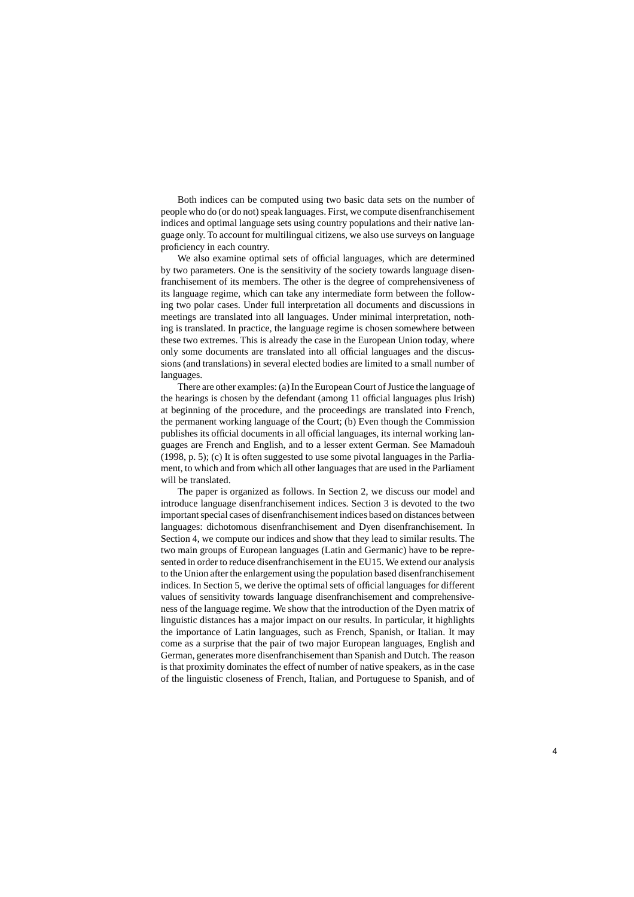Both indices can be computed using two basic data sets on the number of people who do (or do not) speak languages. First, we compute disenfranchisement indices and optimal language sets using country populations and their native language only. To account for multilingual citizens, we also use surveys on language proficiency in each country.

We also examine optimal sets of official languages, which are determined by two parameters. One is the sensitivity of the society towards language disenfranchisement of its members. The other is the degree of comprehensiveness of its language regime, which can take any intermediate form between the following two polar cases. Under full interpretation all documents and discussions in meetings are translated into all languages. Under minimal interpretation, nothing is translated. In practice, the language regime is chosen somewhere between these two extremes. This is already the case in the European Union today, where only some documents are translated into all official languages and the discussions (and translations) in several elected bodies are limited to a small number of languages.

There are other examples: (a) In the European Court of Justice the language of the hearings is chosen by the defendant (among 11 official languages plus Irish) at beginning of the procedure, and the proceedings are translated into French, the permanent working language of the Court; (b) Even though the Commission publishes its official documents in all official languages, its internal working languages are French and English, and to a lesser extent German. See Mamadouh (1998, p. 5); (c) It is often suggested to use some pivotal languages in the Parliament, to which and from which all other languages that are used in the Parliament will be translated.

The paper is organized as follows. In Section 2, we discuss our model and introduce language disenfranchisement indices. Section 3 is devoted to the two important special cases of disenfranchisement indices based on distances between languages: dichotomous disenfranchisement and Dyen disenfranchisement. In Section 4, we compute our indices and show that they lead to similar results. The two main groups of European languages (Latin and Germanic) have to be represented in order to reduce disenfranchisement in the EU15. We extend our analysis to the Union after the enlargement using the population based disenfranchisement indices. In Section 5, we derive the optimal sets of official languages for different values of sensitivity towards language disenfranchisement and comprehensiveness of the language regime. We show that the introduction of the Dyen matrix of linguistic distances has a major impact on our results. In particular, it highlights the importance of Latin languages, such as French, Spanish, or Italian. It may come as a surprise that the pair of two major European languages, English and German, generates more disenfranchisement than Spanish and Dutch. The reason is that proximity dominates the effect of number of native speakers, as in the case of the linguistic closeness of French, Italian, and Portuguese to Spanish, and of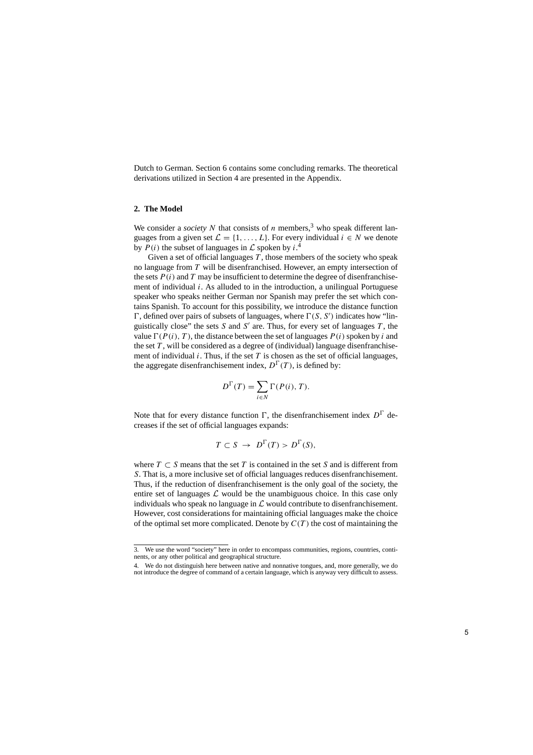Dutch to German. Section 6 contains some concluding remarks. The theoretical derivations utilized in Section 4 are presented in the Appendix.

## 2. The Model

We consider a *society* $N$ that consists of $n$ members,[3] who speak different languages from a given set $\mathcal{L} = \{1, \ldots, L\}$. For every individual $i \in N$ we denote by $P(i)$ the subset of languages in $\mathcal{L}$ spoken by $i$.[4]

Given a set of official languages $T$, those members of the society who speak no language from $T$ will be disenfranchised. However, an empty intersection of the sets $P(i)$ and $T$ may be insufficient to determine the degree of disenfranchisement of individual $i$. As alluded to in the introduction, a unilingual Portuguese speaker who speaks neither German nor Spanish may prefer the set which contains Spanish. To account for this possibility, we introduce the distance function $\Gamma$, defined over pairs of subsets of languages, where $\Gamma(S, S')$ indicates how "linguistically close" the sets $S$ and $S'$ are. Thus, for every set of languages $T$, the value $\Gamma(P(i), T)$, the distance between the set of languages $P(i)$ spoken by $i$ and the set $T$, will be considered as a degree of (individual) language disenfranchisement of individual $i$. Thus, if the set $T$ is chosen as the set of official languages, the aggregate disenfranchisement index, $D^{\Gamma}(T)$, is defined by:

$$D^{\Gamma}(T) = \sum_{i \in N} \Gamma(P(i), T).$$

Note that for every distance function $\Gamma$, the disenfranchisement index $D^{\Gamma}$ decreases if the set of official languages expands:

$$T \subset S \ \rightarrow \ D^{\Gamma}(T) > D^{\Gamma}(S),$$

where $T \subset S$ means that the set $T$ is contained in the set $S$ and is different from $S$. That is, a more inclusive set of official languages reduces disenfranchisement. Thus, if the reduction of disenfranchisement is the only goal of the society, the entire set of languages $\mathcal{L}$ would be the unambiguous choice. In this case only individuals who speak no language in $\mathcal{L}$ would contribute to disenfranchisement. However, cost considerations for maintaining official languages make the choice of the optimal set more complicated. Denote by $C(T)$ the cost of maintaining the

---

3. We use the word "society" here in order to encompass communities, regions, countries, continents, or any other political and geographical structure.

4. We do not distinguish here between native and nonnative tongues, and, more generally, we do not introduce the degree of command of a certain language, which is anyway very difficult to assess.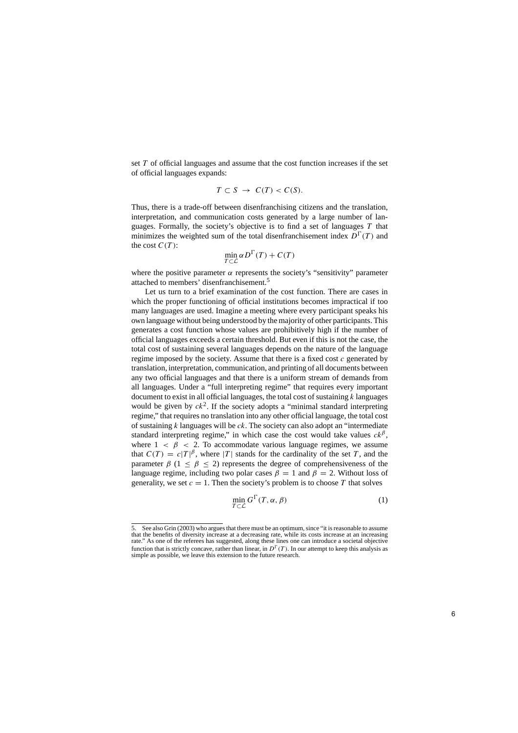set $T$ of official languages and assume that the cost function increases if the set of official languages expands:

$$T \subset S \;\rightarrow\; C(T) < C(S).$$

Thus, there is a trade-off between disenfranchising citizens and the translation, interpretation, and communication costs generated by a large number of languages. Formally, the society's objective is to find a set of languages $T$ that minimizes the weighted sum of the total disenfranchisement index $D^{\Gamma}(T)$ and the cost $C(T)$:

$$\min_{T \subset \mathcal{L}} \alpha D^{\Gamma}(T) + C(T)$$

where the positive parameter $\alpha$ represents the society's "sensitivity" parameter attached to members' disenfranchisement.[5]

Let us turn to a brief examination of the cost function. There are cases in which the proper functioning of official institutions becomes impractical if too many languages are used. Imagine a meeting where every participant speaks his own language without being understood by the majority of other participants. This generates a cost function whose values are prohibitively high if the number of official languages exceeds a certain threshold. But even if this is not the case, the total cost of sustaining several languages depends on the nature of the language regime imposed by the society. Assume that there is a fixed cost $c$ generated by translation, interpretation, communication, and printing of all documents between any two official languages and that there is a uniform stream of demands from all languages. Under a "full interpreting regime" that requires every important document to exist in all official languages, the total cost of sustaining $k$ languages would be given by $ck^2$. If the society adopts a "minimal standard interpreting regime," that requires no translation into any other official language, the total cost of sustaining $k$ languages will be $ck$. The society can also adopt an "intermediate standard interpreting regime," in which case the cost would take values $ck^{\beta}$, where $1 < \beta < 2$. To accommodate various language regimes, we assume that $C(T) = c|T|^{\beta}$, where $|T|$ stands for the cardinality of the set $T$, and the parameter $\beta$ ($1 \leq \beta \leq 2$) represents the degree of comprehensiveness of the language regime, including two polar cases $\beta = 1$ and $\beta = 2$. Without loss of generality, we set $c = 1$. Then the society's problem is to choose $T$ that solves

$$\min_{T \subset \mathcal{L}} G^{\Gamma}(T, \alpha, \beta) \tag{1}$$

---

5. See also Grin (2003) who argues that there must be an optimum, since "it is reasonable to assume that the benefits of diversity increase at a decreasing rate, while its costs increase at an increasing rate." As one of the referees has suggested, along these lines one can introduce a societal objective function that is strictly concave, rather than linear, in $D^{\Gamma}(T)$. In our attempt to keep this analysis as simple as possible, we leave this extension to the future research.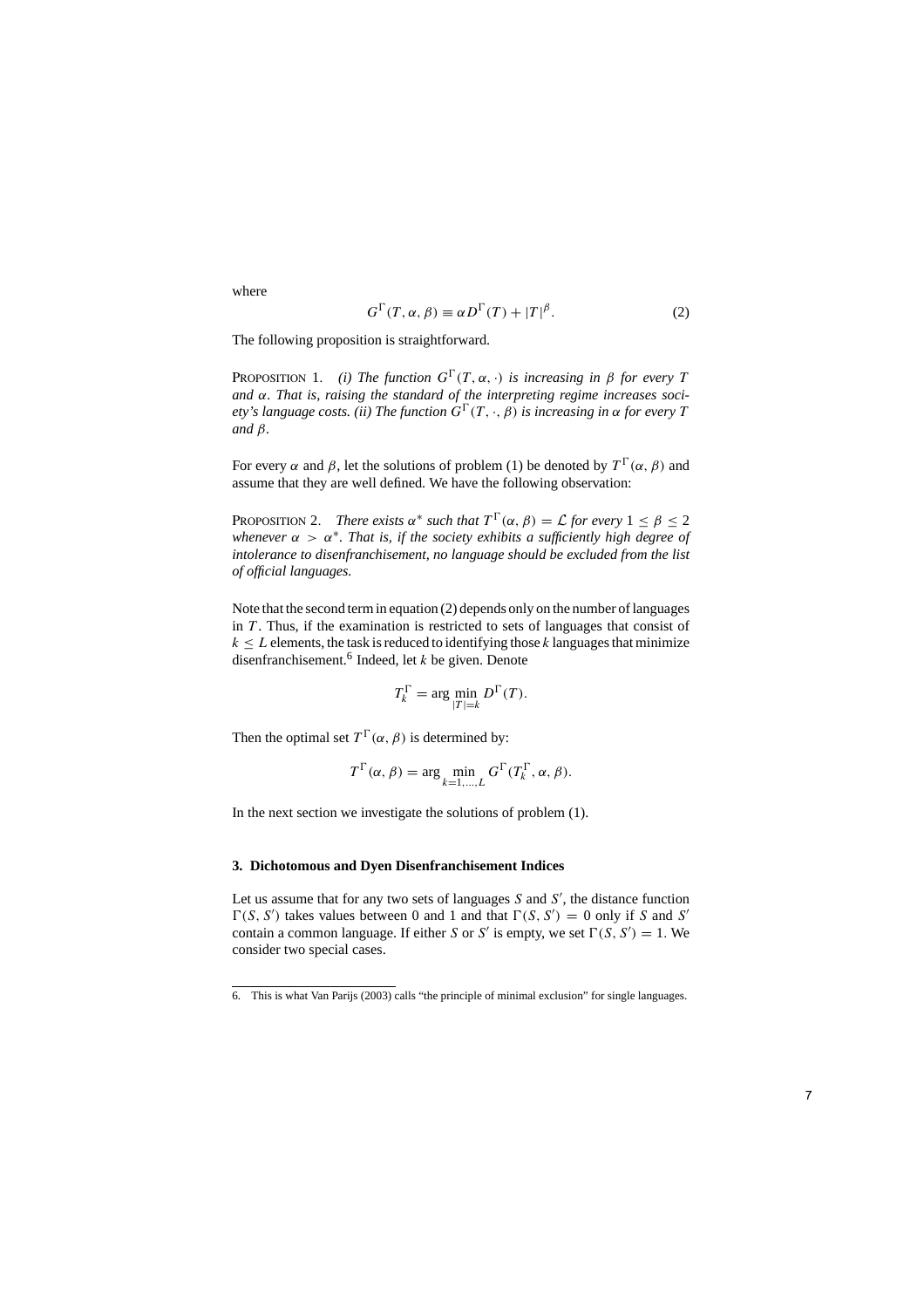where

$$G^{\Gamma}(T, \alpha, \beta) \equiv \alpha D^{\Gamma}(T) + |T|^{\beta}. \tag{2}$$

The following proposition is straightforward.

PROPOSITION 1. *(i) The function $G^{\Gamma}(T, \alpha, \cdot)$ is increasing in $\beta$ for every $T$ and $\alpha$. That is, raising the standard of the interpreting regime increases society's language costs. (ii) The function $G^{\Gamma}(T, \cdot, \beta)$ is increasing in $\alpha$ for every $T$ and $\beta$.*

For every $\alpha$ and $\beta$, let the solutions of problem (1) be denoted by $T^{\Gamma}(\alpha, \beta)$ and assume that they are well defined. We have the following observation:

PROPOSITION 2. *There exists $\alpha^*$ such that $T^{\Gamma}(\alpha, \beta) = \mathcal{L}$ for every $1 \leq \beta \leq 2$ whenever $\alpha > \alpha^*$. That is, if the society exhibits a sufficiently high degree of intolerance to disenfranchisement, no language should be excluded from the list of official languages.*

Note that the second term in equation (2) depends only on the number of languages in $T$. Thus, if the examination is restricted to sets of languages that consist of $k \leq L$ elements, the task is reduced to identifying those $k$ languages that minimize disenfranchisement.[6] Indeed, let $k$ be given. Denote

$$T_k^{\Gamma} = \arg \min_{|T|=k} D^{\Gamma}(T).$$

Then the optimal set $T^{\Gamma}(\alpha, \beta)$ is determined by:

$$T^{\Gamma}(\alpha, \beta) = \arg \min_{k=1,\ldots,L} G^{\Gamma}(T_k^{\Gamma}, \alpha, \beta).$$

In the next section we investigate the solutions of problem (1).

### 3. Dichotomous and Dyen Disenfranchisement Indices

Let us assume that for any two sets of languages $S$ and $S'$, the distance function $\Gamma(S, S')$ takes values between 0 and 1 and that $\Gamma(S, S') = 0$ only if $S$ and $S'$ contain a common language. If either $S$ or $S'$ is empty, we set $\Gamma(S, S') = 1$. We consider two special cases.

---

6. This is what Van Parijs (2003) calls "the principle of minimal exclusion" for single languages.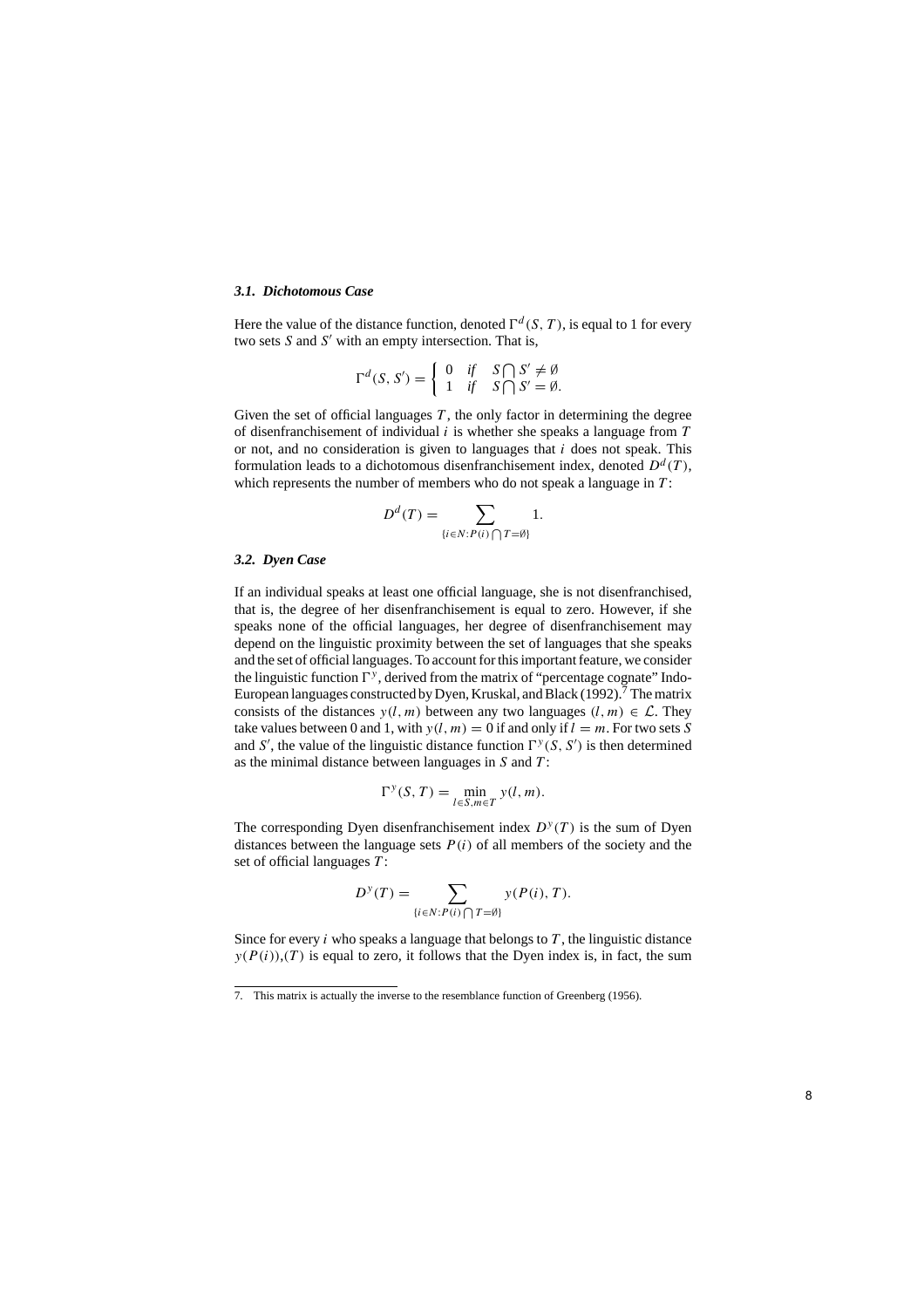### *3.1. Dichotomous Case*

Here the value of the distance function, denoted $\Gamma^d(S, T)$, is equal to 1 for every two sets $S$ and $S'$ with an empty intersection. That is,

$$\Gamma^d(S, S') = \begin{cases} 0 & if \quad S \bigcap S' \neq \emptyset \\ 1 & if \quad S \bigcap S' = \emptyset. \end{cases}$$

Given the set of official languages $T$, the only factor in determining the degree of disenfranchisement of individual $i$ is whether she speaks a language from $T$ or not, and no consideration is given to languages that $i$ does not speak. This formulation leads to a dichotomous disenfranchisement index, denoted $D^d(T)$, which represents the number of members who do not speak a language in $T$:

$$D^d(T) = \sum_{\{i \in N: P(i) \bigcap T = \emptyset\}} 1.$$

### *3.2. Dyen Case*

If an individual speaks at least one official language, she is not disenfranchised, that is, the degree of her disenfranchisement is equal to zero. However, if she speaks none of the official languages, her degree of disenfranchisement may depend on the linguistic proximity between the set of languages that she speaks and the set of official languages. To account for this important feature, we consider the linguistic function $\Gamma^y$, derived from the matrix of "percentage cognate" Indo-European languages constructed by Dyen, Kruskal, and Black (1992).[7] The matrix consists of the distances $y(l, m)$ between any two languages $(l, m) \in \mathcal{L}$. They take values between 0 and 1, with $y(l, m) = 0$ if and only if $l = m$. For two sets $S$ and $S'$, the value of the linguistic distance function $\Gamma^y(S, S')$ is then determined as the minimal distance between languages in $S$ and $T$:

$$\Gamma^y(S, T) = \min_{l \in S, m \in T} y(l, m).$$

The corresponding Dyen disenfranchisement index $D^y(T)$ is the sum of Dyen distances between the language sets $P(i)$ of all members of the society and the set of official languages $T$:

$$D^y(T) = \sum_{\{i \in N: P(i) \bigcap T = \emptyset\}} y(P(i), T).$$

Since for every $i$ who speaks a language that belongs to $T$, the linguistic distance $y(P(i)),(T)$ is equal to zero, it follows that the Dyen index is, in fact, the sum

---

7. This matrix is actually the inverse to the resemblance function of Greenberg (1956).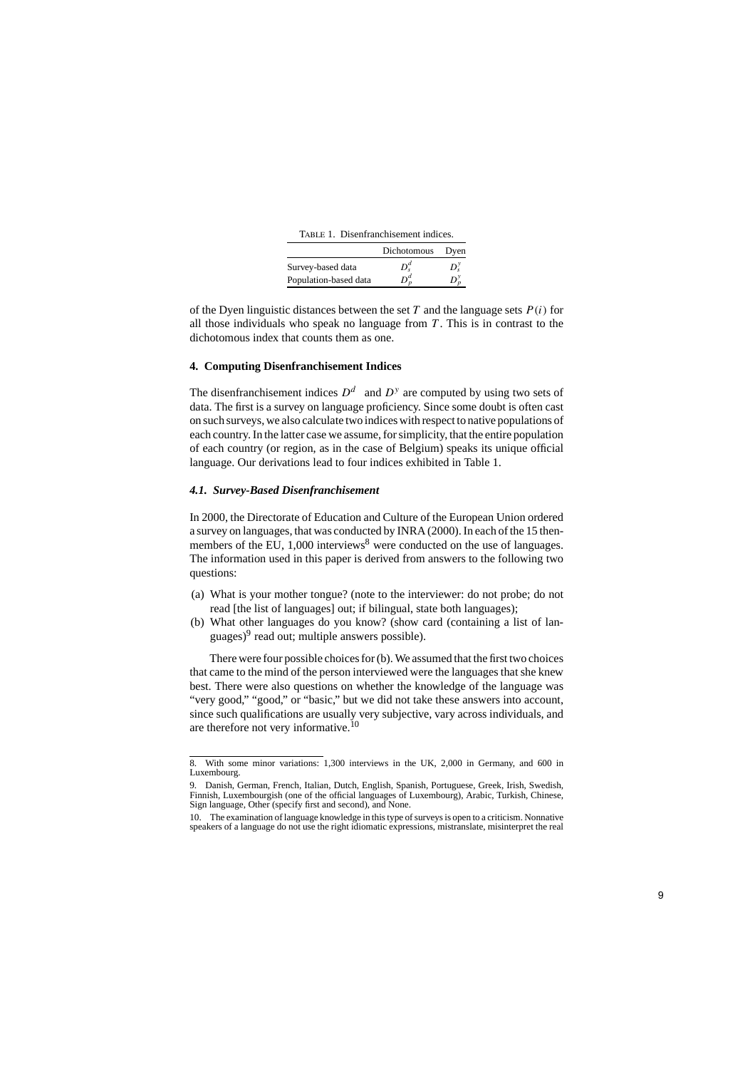TABLE 1. Disenfranchisement indices.

| | Dichotomous | Dyen |
|---|---|---|
| Survey-based data | $D_s^d$ | $D_s^y$ |
| Population-based data | $D_p^d$ | $D_p^y$ |

of the Dyen linguistic distances between the set $T$ and the language sets $P(i)$ for all those individuals who speak no language from $T$. This is in contrast to the dichotomous index that counts them as one.

## 4. Computing Disenfranchisement Indices

The disenfranchisement indices $D^d$ and $D^y$ are computed by using two sets of data. The first is a survey on language proficiency. Since some doubt is often cast on such surveys, we also calculate two indices with respect to native populations of each country. In the latter case we assume, for simplicity, that the entire population of each country (or region, as in the case of Belgium) speaks its unique official language. Our derivations lead to four indices exhibited in Table 1.

### *4.1. Survey-Based Disenfranchisement*

In 2000, the Directorate of Education and Culture of the European Union ordered a survey on languages, that was conducted by INRA (2000). In each of the 15 then-members of the EU, 1,000 interviews[8] were conducted on the use of languages. The information used in this paper is derived from answers to the following two questions:

(a) What is your mother tongue? (note to the interviewer: do not probe; do not read [the list of languages] out; if bilingual, state both languages);
(b) What other languages do you know? (show card (containing a list of languages)[9] read out; multiple answers possible).

There were four possible choices for (b). We assumed that the first two choices that came to the mind of the person interviewed were the languages that she knew best. There were also questions on whether the knowledge of the language was "very good," "good," or "basic," but we did not take these answers into account, since such qualifications are usually very subjective, vary across individuals, and are therefore not very informative.[10]

8. With some minor variations: 1,300 interviews in the UK, 2,000 in Germany, and 600 in Luxembourg.

9. Danish, German, French, Italian, Dutch, English, Spanish, Portuguese, Greek, Irish, Swedish, Finnish, Luxembourgish (one of the official languages of Luxembourg), Arabic, Turkish, Chinese, Sign language, Other (specify first and second), and None.

10. The examination of language knowledge in this type of surveys is open to a criticism. Nonnative speakers of a language do not use the right idiomatic expressions, mistranslate, misinterpret the real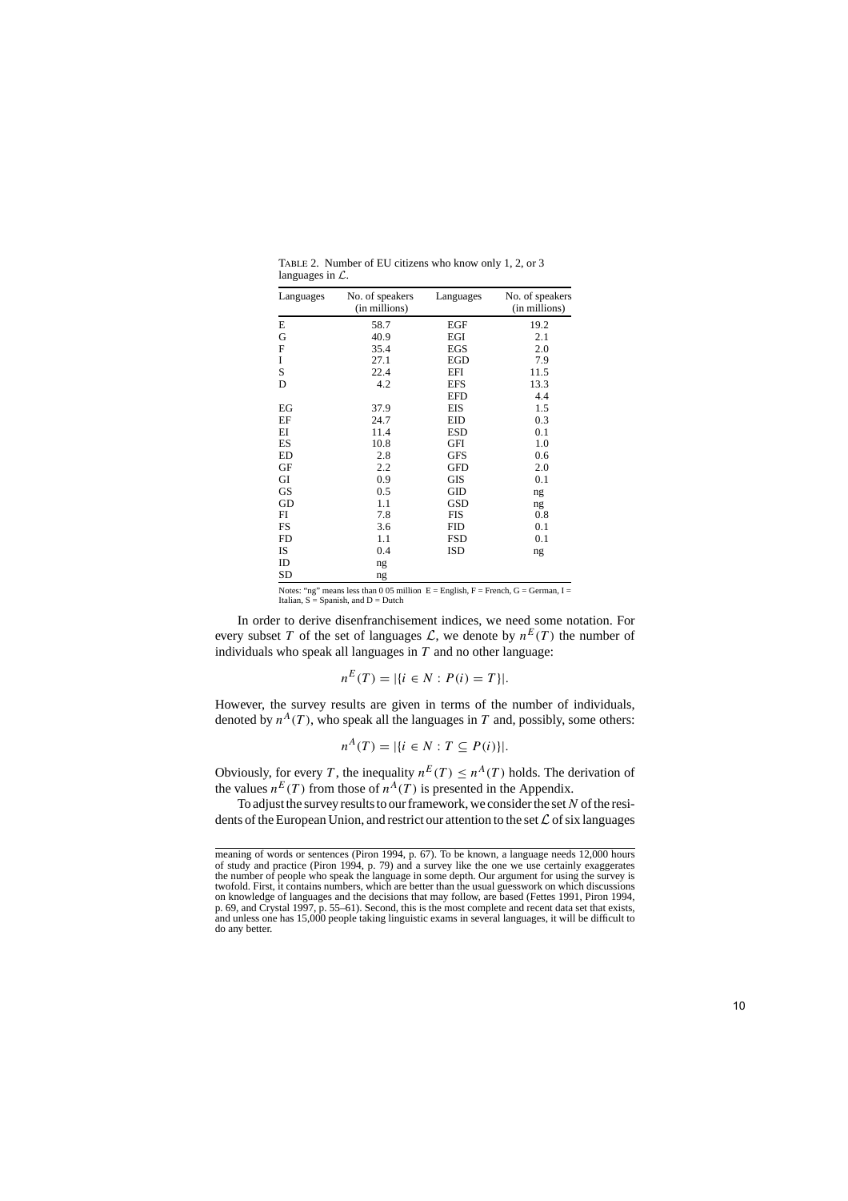TABLE 2. Number of EU citizens who know only 1, 2, or 3 languages in $\mathcal{L}$.

| Languages | No. of speakers (in millions) | Languages | No. of speakers (in millions) |
|---|---|---|---|
| E | 58.7 | EGF | 19.2 |
| G | 40.9 | EGI | 2.1 |
| F | 35.4 | EGS | 2.0 |
| I | 27.1 | EGD | 7.9 |
| S | 22.4 | EFI | 11.5 |
| D | 4.2 | EFS | 13.3 |
| | | EFD | 4.4 |
| EG | 37.9 | EIS | 1.5 |
| EF | 24.7 | EID | 0.3 |
| EI | 11.4 | ESD | 0.1 |
| ES | 10.8 | GFI | 1.0 |
| ED | 2.8 | GFS | 0.6 |
| GF | 2.2 | GFD | 2.0 |
| GI | 0.9 | GIS | 0.1 |
| GS | 0.5 | GID | ng |
| GD | 1.1 | GSD | ng |
| FI | 7.8 | FIS | 0.8 |
| FS | 3.6 | FID | 0.1 |
| FD | 1.1 | FSD | 0.1 |
| IS | 0.4 | ISD | ng |
| ID | ng | | |
| SD | ng | | |

Notes: "ng" means less than 0 05 million E = English, F = French, G = German, I = Italian, S = Spanish, and D = Dutch

In order to derive disenfranchisement indices, we need some notation. For every subset $T$ of the set of languages $\mathcal{L}$, we denote by $n^E(T)$ the number of individuals who speak all languages in $T$ and no other language:

$$n^E(T) = |\{i \in N : P(i) = T\}|.$$

However, the survey results are given in terms of the number of individuals, denoted by $n^A(T)$, who speak all the languages in $T$ and, possibly, some others:

$$n^A(T) = |\{i \in N : T \subseteq P(i)\}|.$$

Obviously, for every $T$, the inequality $n^E(T) \leq n^A(T)$ holds. The derivation of the values $n^E(T)$ from those of $n^A(T)$ is presented in the Appendix.

To adjust the survey results to our framework, we consider the set $N$ of the residents of the European Union, and restrict our attention to the set $\mathcal{L}$ of six languages

meaning of words or sentences (Piron 1994, p. 67). To be known, a language needs 12,000 hours of study and practice (Piron 1994, p. 79) and a survey like the one we use certainly exaggerates the number of people who speak the language in some depth. Our argument for using the survey is twofold. First, it contains numbers, which are better than the usual guesswork on which discussions on knowledge of languages and the decisions that may follow, are based (Fettes 1991, Piron 1994, p. 69, and Crystal 1997, p. 55–61). Second, this is the most complete and recent data set that exists, and unless one has 15,000 people taking linguistic exams in several languages, it will be difficult to do any better.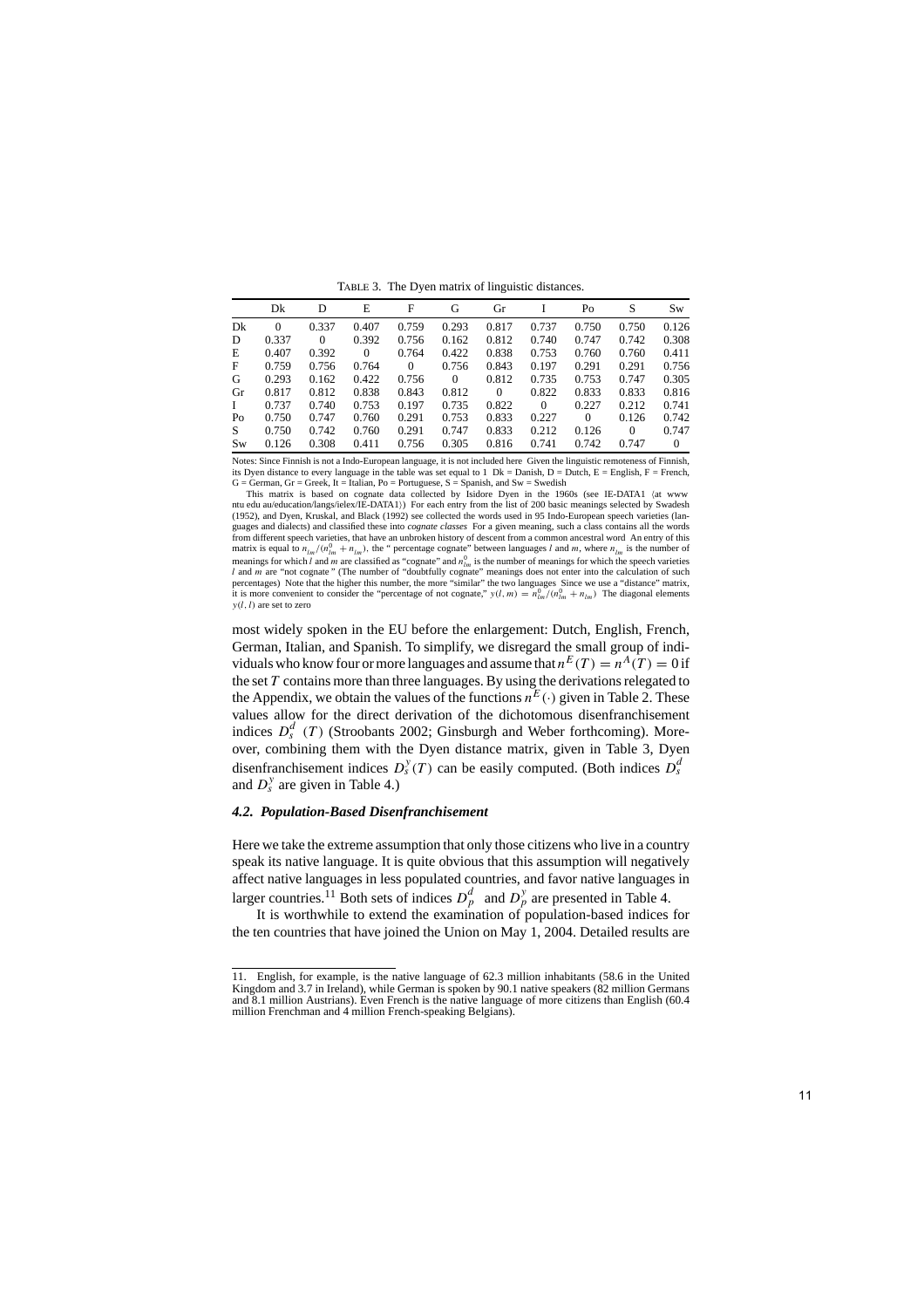TABLE 3. The Dyen matrix of linguistic distances.

| | Dk | D | E | F | G | Gr | I | Po | S | Sw |
|---|---|---|---|---|---|---|---|---|---|---|
| Dk | 0 | 0.337 | 0.407 | 0.759 | 0.293 | 0.817 | 0.737 | 0.750 | 0.750 | 0.126 |
| D | 0.337 | 0 | 0.392 | 0.756 | 0.162 | 0.812 | 0.740 | 0.747 | 0.742 | 0.308 |
| E | 0.407 | 0.392 | 0 | 0.764 | 0.422 | 0.838 | 0.753 | 0.760 | 0.760 | 0.411 |
| F | 0.759 | 0.756 | 0.764 | 0 | 0.756 | 0.843 | 0.197 | 0.291 | 0.291 | 0.756 |
| G | 0.293 | 0.162 | 0.422 | 0.756 | 0 | 0.812 | 0.735 | 0.753 | 0.747 | 0.305 |
| Gr | 0.817 | 0.812 | 0.838 | 0.843 | 0.812 | 0 | 0.822 | 0.833 | 0.833 | 0.816 |
| I | 0.737 | 0.740 | 0.753 | 0.197 | 0.735 | 0.822 | 0 | 0.227 | 0.212 | 0.741 |
| Po | 0.750 | 0.747 | 0.760 | 0.291 | 0.753 | 0.833 | 0.227 | 0 | 0.126 | 0.742 |
| S | 0.750 | 0.742 | 0.760 | 0.291 | 0.747 | 0.833 | 0.212 | 0.126 | 0 | 0.747 |
| Sw | 0.126 | 0.308 | 0.411 | 0.756 | 0.305 | 0.816 | 0.741 | 0.742 | 0.747 | 0 |

Notes: Since Finnish is not a Indo-European language, it is not included here Given the linguistic remoteness of Finnish, its Dyen distance to every language in the table was set equal to 1 Dk = Danish, D = Dutch, E = English, F = French, G = German, Gr = Greek, It = Italian, Po = Portuguese, S = Spanish, and Sw = Swedish

This matrix is based on cognate data collected by Isidore Dyen in the 1960s (see IE-DATA1 ⟨at www ntu edu au/education/langs/ielex/IE-DATA1⟩) For each entry from the list of 200 basic meanings selected by Swadesh (1952), and Dyen, Kruskal, and Black (1992) see collected the words used in 95 Indo-European speech varieties (languages and dialects) and classified these into *cognate classes* For a given meaning, such a class contains all the words from different speech varieties, that have an unbroken history of descent from a common ancestral word An entry of this matrix is equal to $n_{lm}/(n^0_{lm} + n_{lm})$, the " percentage cognate" between languages $l$ and $m$, where $n_{lm}$ is the number of meanings for which $l$ and $m$ are classified as "cognate" and $n^0_{lm}$ is the number of meanings for which the speech varieties $l$ and $m$ are "not cognate" (The number of "doubtfully cognate" meanings does not enter into the calculation of such percentages) Note that the higher this number, the more "similar" the two languages Since we use a "distance" matrix, it is more convenient to consider the "percentage of not cognate," $y(l, m) = n^0_{lm}/(n^0_{lm} + n_{lm})$ The diagonal elements $y(l, l)$ are set to zero

most widely spoken in the EU before the enlargement: Dutch, English, French, German, Italian, and Spanish. To simplify, we disregard the small group of individuals who know four or more languages and assume that $n^E(T) = n^A(T) = 0$ if the set $T$ contains more than three languages. By using the derivations relegated to the Appendix, we obtain the values of the functions $n^E(\cdot)$ given in Table 2. These values allow for the direct derivation of the dichotomous disenfranchisement indices $D^d_s(T)$ (Stroobants 2002; Ginsburgh and Weber forthcoming). Moreover, combining them with the Dyen distance matrix, given in Table 3, Dyen disenfranchisement indices $D^y_s(T)$ can be easily computed. (Both indices $D^d_s$ and $D^y_s$ are given in Table 4.)

### *4.2. Population-Based Disenfranchisement*

Here we take the extreme assumption that only those citizens who live in a country speak its native language. It is quite obvious that this assumption will negatively affect native languages in less populated countries, and favor native languages in larger countries.[11] Both sets of indices $D^d_p$ and $D^y_p$ are presented in Table 4.

It is worthwhile to extend the examination of population-based indices for the ten countries that have joined the Union on May 1, 2004. Detailed results are

11. English, for example, is the native language of 62.3 million inhabitants (58.6 in the United Kingdom and 3.7 in Ireland), while German is spoken by 90.1 native speakers (82 million Germans and 8.1 million Austrians). Even French is the native language of more citizens than English (60.4 million Frenchman and 4 million French-speaking Belgians).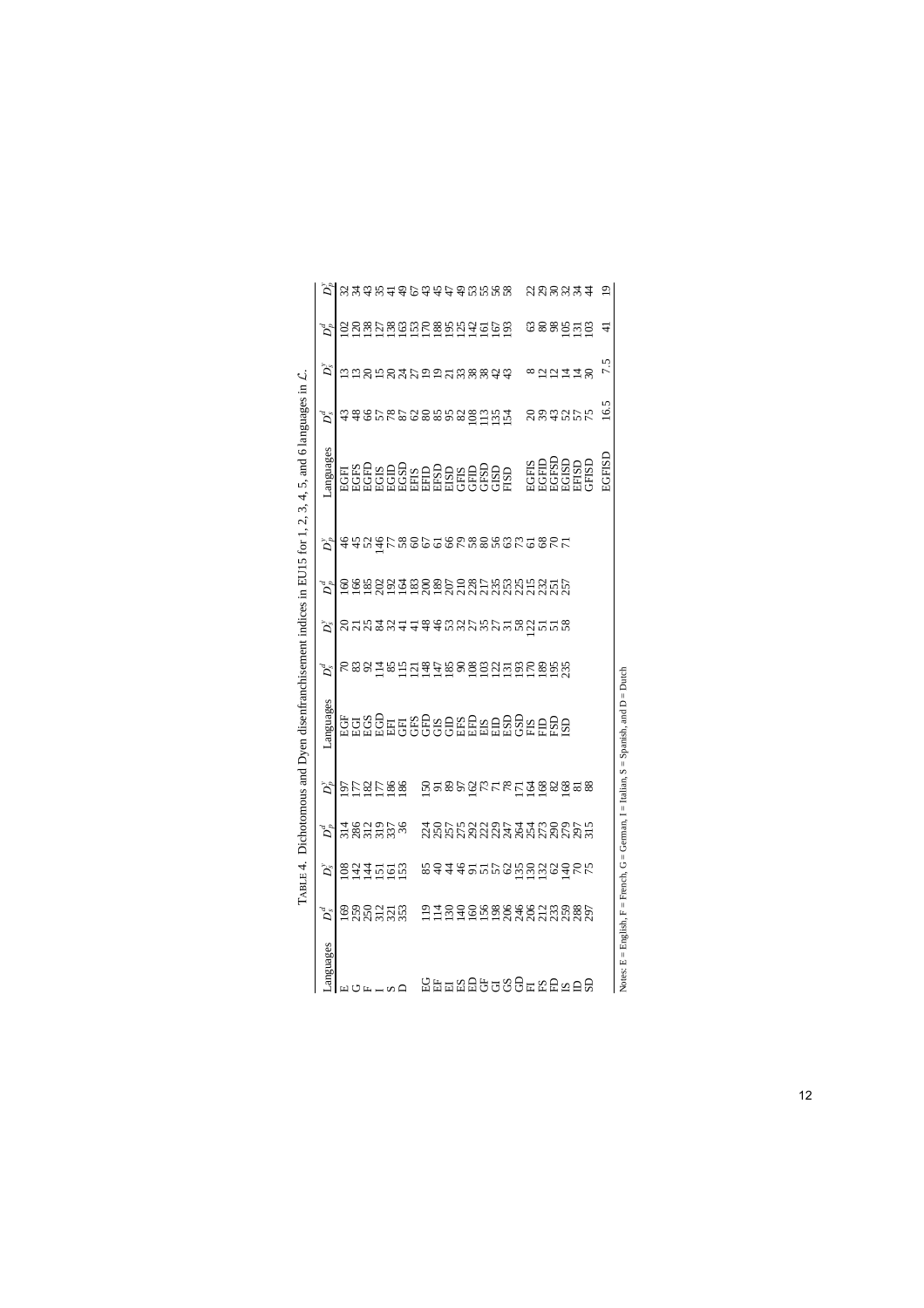TABLE 4. Dichotomous and Dyen disenfranchisement indices in EU15 for 1, 2, 3, 4, 5, and 6 languages in $\mathcal{L}$.

| Languages | $D_s^d$ | $D_s^y$ | $D_p^d$ | $D_p^y$ | Languages | $D_s^d$ | $D_s^y$ | $D_p^d$ | $D_p^y$ | Languages | $D_s^d$ | $D_s^y$ | $D_p^d$ | $D_p^y$ |
|---|---|---|---|---|---|---|---|---|---|---|---|---|---|---|
| E | 169 | 108 | 314 | 197 | EGF | 70 | 20 | 160 | 46 | EGFI | 43 | 13 | 102 | 32 |
| G | 259 | 142 | 286 | 177 | EGI | 83 | 21 | 166 | 45 | EGFS | 48 | 13 | 120 | 34 |
| F | 250 | 144 | 312 | 182 | EGS | 92 | 25 | 185 | 52 | EGFD | 66 | 20 | 138 | 43 |
| I | 312 | 151 | 319 | 177 | EGD | 114 | 84 | 202 | 146 | EGIS | 57 | 15 | 127 | 35 |
| S | 321 | 161 | 337 | 186 | EFI | 85 | 32 | 192 | 77 | EGID | 78 | 20 | 138 | 41 |
| D | 353 | 153 | 36 | 186 | GFI | 115 | 41 | 164 | 58 | EGSD | 87 | 24 | 163 | 49 |
| | | | | | GFS | 121 | 41 | 183 | 60 | EFIS | 62 | 27 | 153 | 67 |
| EG | 119 | 85 | 224 | 150 | GFD | 148 | 48 | 200 | 67 | EFID | 80 | 19 | 170 | 43 |
| EF | 114 | 40 | 250 | 91 | GIS | 147 | 46 | 189 | 61 | EFSD | 85 | 19 | 188 | 45 |
| EI | 130 | 44 | 257 | 89 | GID | 185 | 53 | 207 | 66 | EISD | 95 | 21 | 195 | 47 |
| ES | 140 | 46 | 275 | 97 | EFS | 90 | 32 | 210 | 79 | GFIS | 82 | 33 | 125 | 49 |
| ED | 160 | 91 | 292 | 162 | EFD | 108 | 27 | 228 | 58 | GFID | 108 | 38 | 142 | 53 |
| GF | 156 | 51 | 222 | 73 | EIS | 103 | 35 | 217 | 80 | GFSD | 113 | 38 | 161 | 55 |
| GI | 198 | 57 | 229 | 71 | EID | 122 | 27 | 235 | 56 | GISD | 135 | 42 | 167 | 56 |
| GS | 206 | 62 | 247 | 78 | ESD | 131 | 31 | 253 | 63 | FISD | 154 | 43 | 193 | 58 |
| GD | 246 | 135 | 264 | 171 | GSD | 193 | 58 | 225 | 73 | | | | | |
| FI | 206 | 130 | 254 | 164 | FIS | 170 | 122 | 215 | 61 | EGFIS | 20 | 8 | 63 | 22 |
| FS | 212 | 132 | 273 | 168 | FID | 189 | 51 | 232 | 68 | EGFID | 39 | 12 | 80 | 29 |
| FD | 233 | 62 | 290 | 82 | FSD | 195 | 51 | 251 | 70 | EGFSD | 43 | 12 | 98 | 30 |
| IS | 259 | 140 | 279 | 168 | ISD | 235 | 58 | 257 | 71 | EGISD | 52 | 14 | 105 | 32 |
| ID | 288 | 70 | 297 | 81 | | | | | | EFISD | 57 | 14 | 131 | 34 |
| SD | 297 | 75 | 315 | 88 | | | | | | GFISD | 75 | 30 | 103 | 44 |
| | | | | | | | | | | | | | | |
| | | | | | | | | | | EGFISD | 16.5 | 7.5 | 41 | 19 |

Notes: E = English, F = French, G = German, I = Italian, S = Spanish, and D = Dutch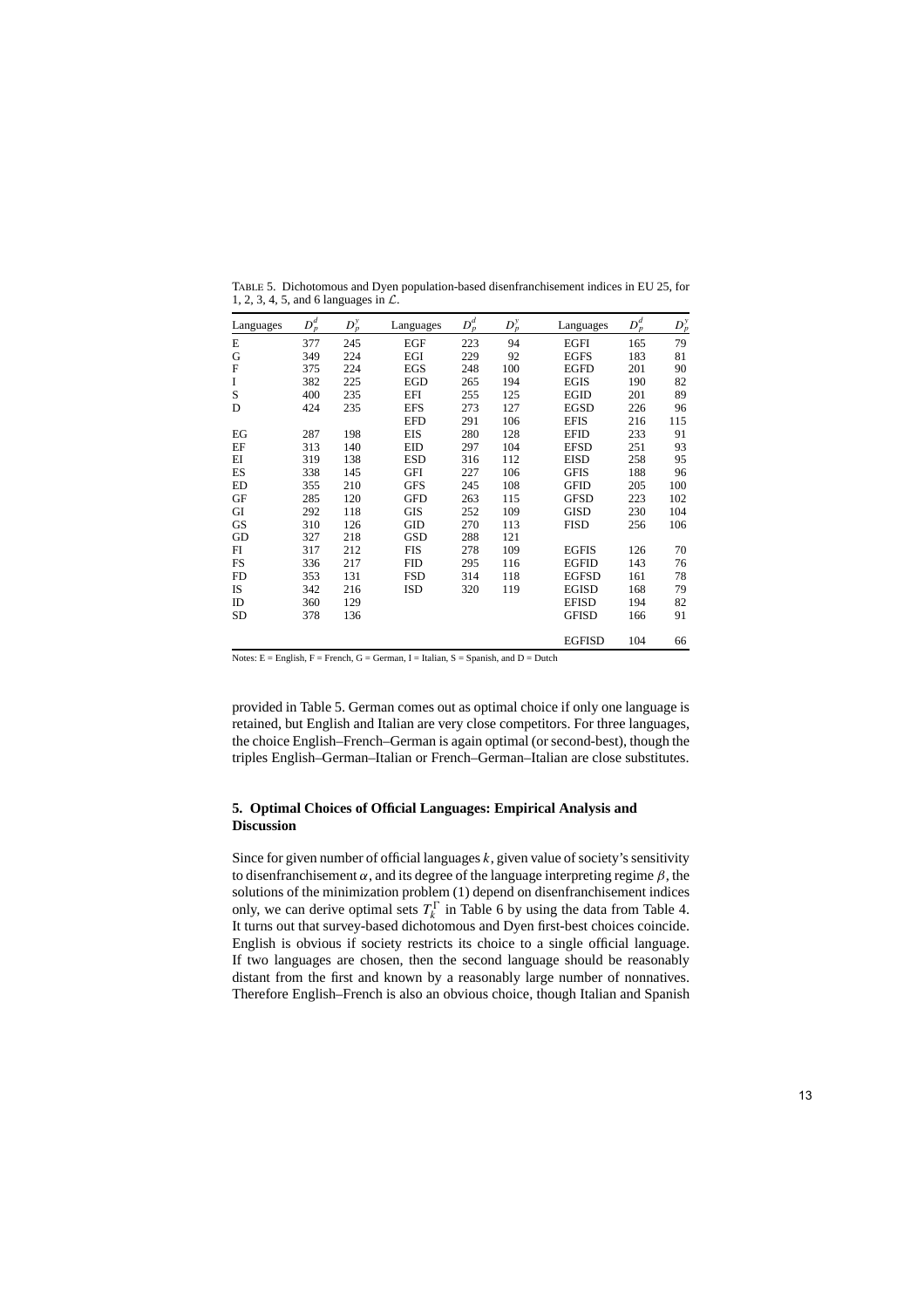TABLE 5. Dichotomous and Dyen population-based disenfranchisement indices in EU 25, for 1, 2, 3, 4, 5, and 6 languages in $\mathcal{L}$.

| Languages | $D_p^d$ | $D_p^y$ | Languages | $D_p^d$ | $D_p^y$ | Languages | $D_p^d$ | $D_p^y$ |
|---|---|---|---|---|---|---|---|---|
| E | 377 | 245 | EGF | 223 | 94 | EGFI | 165 | 79 |
| G | 349 | 224 | EGI | 229 | 92 | EGFS | 183 | 81 |
| F | 375 | 224 | EGS | 248 | 100 | EGFD | 201 | 90 |
| I | 382 | 225 | EGD | 265 | 194 | EGIS | 190 | 82 |
| S | 400 | 235 | EFI | 255 | 125 | EGID | 201 | 89 |
| D | 424 | 235 | EFS | 273 | 127 | EGSD | 226 | 96 |
| | | | EFD | 291 | 106 | EFIS | 216 | 115 |
| EG | 287 | 198 | EIS | 280 | 128 | EFID | 233 | 91 |
| EF | 313 | 140 | EID | 297 | 104 | EFSD | 251 | 93 |
| EI | 319 | 138 | ESD | 316 | 112 | EISD | 258 | 95 |
| ES | 338 | 145 | GFI | 227 | 106 | GFIS | 188 | 96 |
| ED | 355 | 210 | GFS | 245 | 108 | GFID | 205 | 100 |
| GF | 285 | 120 | GFD | 263 | 115 | GFSD | 223 | 102 |
| GI | 292 | 118 | GIS | 252 | 109 | GISD | 230 | 104 |
| GS | 310 | 126 | GID | 270 | 113 | FISD | 256 | 106 |
| GD | 327 | 218 | GSD | 288 | 121 | | | |
| FI | 317 | 212 | FIS | 278 | 109 | EGFIS | 126 | 70 |
| FS | 336 | 217 | FID | 295 | 116 | EGFID | 143 | 76 |
| FD | 353 | 131 | FSD | 314 | 118 | EGFSD | 161 | 78 |
| IS | 342 | 216 | ISD | 320 | 119 | EGISD | 168 | 79 |
| ID | 360 | 129 | | | | EFISD | 194 | 82 |
| SD | 378 | 136 | | | | GFISD | 166 | 91 |
| | | | | | | EGFISD | 104 | 66 |

Notes: E = English, F = French, G = German, I = Italian, S = Spanish, and D = Dutch

provided in Table 5. German comes out as optimal choice if only one language is retained, but English and Italian are very close competitors. For three languages, the choice English–French–German is again optimal (or second-best), though the triples English–German–Italian or French–German–Italian are close substitutes.

## 5. Optimal Choices of Official Languages: Empirical Analysis and Discussion

Since for given number of official languages $k$, given value of society's sensitivity to disenfranchisement $\alpha$, and its degree of the language interpreting regime $\beta$, the solutions of the minimization problem (1) depend on disenfranchisement indices only, we can derive optimal sets $T_k^\Gamma$ in Table 6 by using the data from Table 4. It turns out that survey-based dichotomous and Dyen first-best choices coincide. English is obvious if society restricts its choice to a single official language. If two languages are chosen, then the second language should be reasonably distant from the first and known by a reasonably large number of nonnatives. Therefore English–French is also an obvious choice, though Italian and Spanish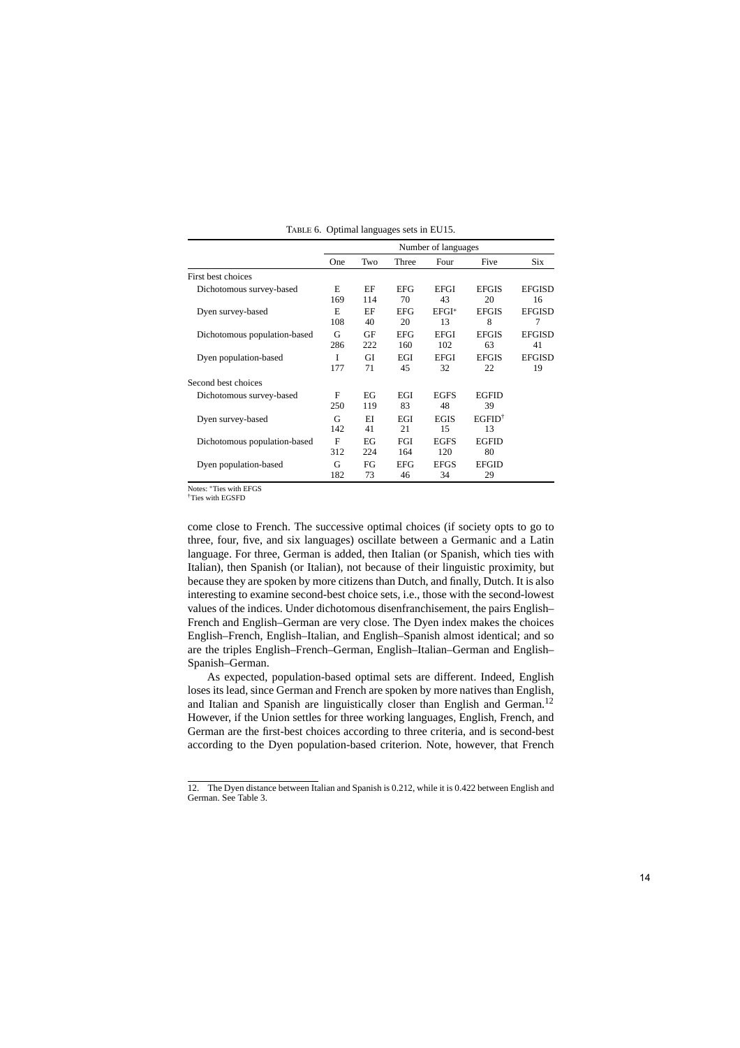TABLE 6. Optimal languages sets in EU15.

| | Number of languages | | | | | |
|---|---|---|---|---|---|---|
| | One | Two | Three | Four | Five | Six |
| First best choices | | | | | | |
| Dichotomous survey-based | E<br>169 | EF<br>114 | EFG<br>70 | EFGI<br>43 | EFGIS<br>20 | EFGISD<br>16 |
| Dyen survey-based | E<br>108 | EF<br>40 | EFG<br>20 | EFGI*<br>13 | EFGIS<br>8 | EFGISD<br>7 |
| Dichotomous population-based | G<br>286 | GF<br>222 | EFG<br>160 | EFGI<br>102 | EFGIS<br>63 | EFGISD<br>41 |
| Dyen population-based | I<br>177 | GI<br>71 | EGI<br>45 | EFGI<br>32 | EFGIS<br>22 | EFGISD<br>19 |
| Second best choices | | | | | | |
| Dichotomous survey-based | F<br>250 | EG<br>119 | EGI<br>83 | EGFS<br>48 | EGFID<br>39 | |
| Dyen survey-based | G<br>142 | EI<br>41 | EGI<br>21 | EGIS<br>15 | EGFID†<br>13 | |
| Dichotomous population-based | F<br>312 | EG<br>224 | FGI<br>164 | EGFS<br>120 | EGFID<br>80 | |
| Dyen population-based | G<br>182 | FG<br>73 | EFG<br>46 | EFGS<br>34 | EFGID<br>29 | |

Notes: *Ties with EFGS
†Ties with EGSFD

come close to French. The successive optimal choices (if society opts to go to three, four, five, and six languages) oscillate between a Germanic and a Latin language. For three, German is added, then Italian (or Spanish, which ties with Italian), then Spanish (or Italian), not because of their linguistic proximity, but because they are spoken by more citizens than Dutch, and finally, Dutch. It is also interesting to examine second-best choice sets, i.e., those with the second-lowest values of the indices. Under dichotomous disenfranchisement, the pairs English–French and English–German are very close. The Dyen index makes the choices English–French, English–Italian, and English–Spanish almost identical; and so are the triples English–French–German, English–Italian–German and English–Spanish–German.

As expected, population-based optimal sets are different. Indeed, English loses its lead, since German and French are spoken by more natives than English, and Italian and Spanish are linguistically closer than English and German.[12] However, if the Union settles for three working languages, English, French, and German are the first-best choices according to three criteria, and is second-best according to the Dyen population-based criterion. Note, however, that French

12. The Dyen distance between Italian and Spanish is 0.212, while it is 0.422 between English and German. See Table 3.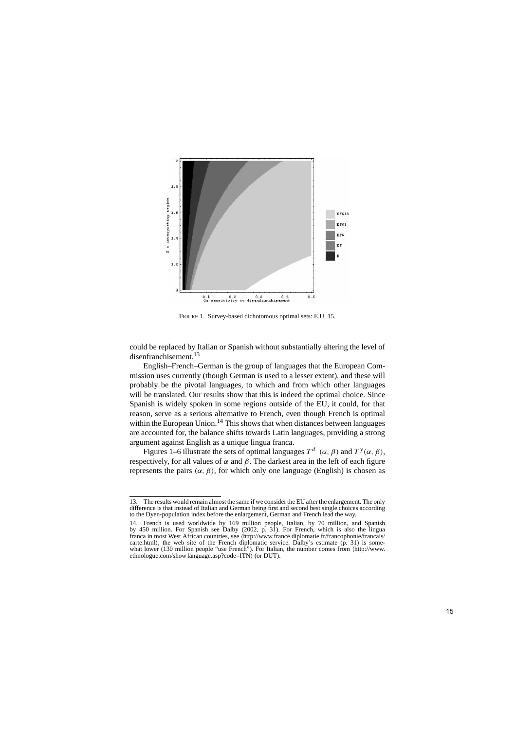FIGURE 1. Survey-based dichotomous optimal sets: E.U. 15.

could be replaced by Italian or Spanish without substantially altering the level of disenfranchisement.[13]

English–French–German is the group of languages that the European Commission uses currently (though German is used to a lesser extent), and these will probably be the pivotal languages, to which and from which other languages will be translated. Our results show that this is indeed the optimal choice. Since Spanish is widely spoken in some regions outside of the EU, it could, for that reason, serve as a serious alternative to French, even though French is optimal within the European Union.[14] This shows that when distances between languages are accounted for, the balance shifts towards Latin languages, providing a strong argument against English as a unique lingua franca.

Figures 1–6 illustrate the sets of optimal languages $T^d\ (\alpha, \beta)$ and $T^y(\alpha, \beta)$, respectively, for all values of $\alpha$ and $\beta$. The darkest area in the left of each figure represents the pairs $(\alpha, \beta)$, for which only one language (English) is chosen as

---

13. The results would remain almost the same if we consider the EU after the enlargement. The only difference is that instead of Italian and German being first and second best single choices according to the Dyen-population index before the enlargement, German and French lead the way.

14. French is used worldwide by 169 million people, Italian, by 70 million, and Spanish by 450 million. For Spanish see Dalby (2002, p. 31). For French, which is also the lingua franca in most West African countries, see ⟨http://www.france.diplomatie.fr/francophonie/francais/carte.html⟩, the web site of the French diplomatic service. Dalby's estimate (p. 31) is somewhat lower (130 million people "use French"). For Italian, the number comes from ⟨http://www.ethnologue.com/show_language.asp?code=ITN⟩ (or DUT).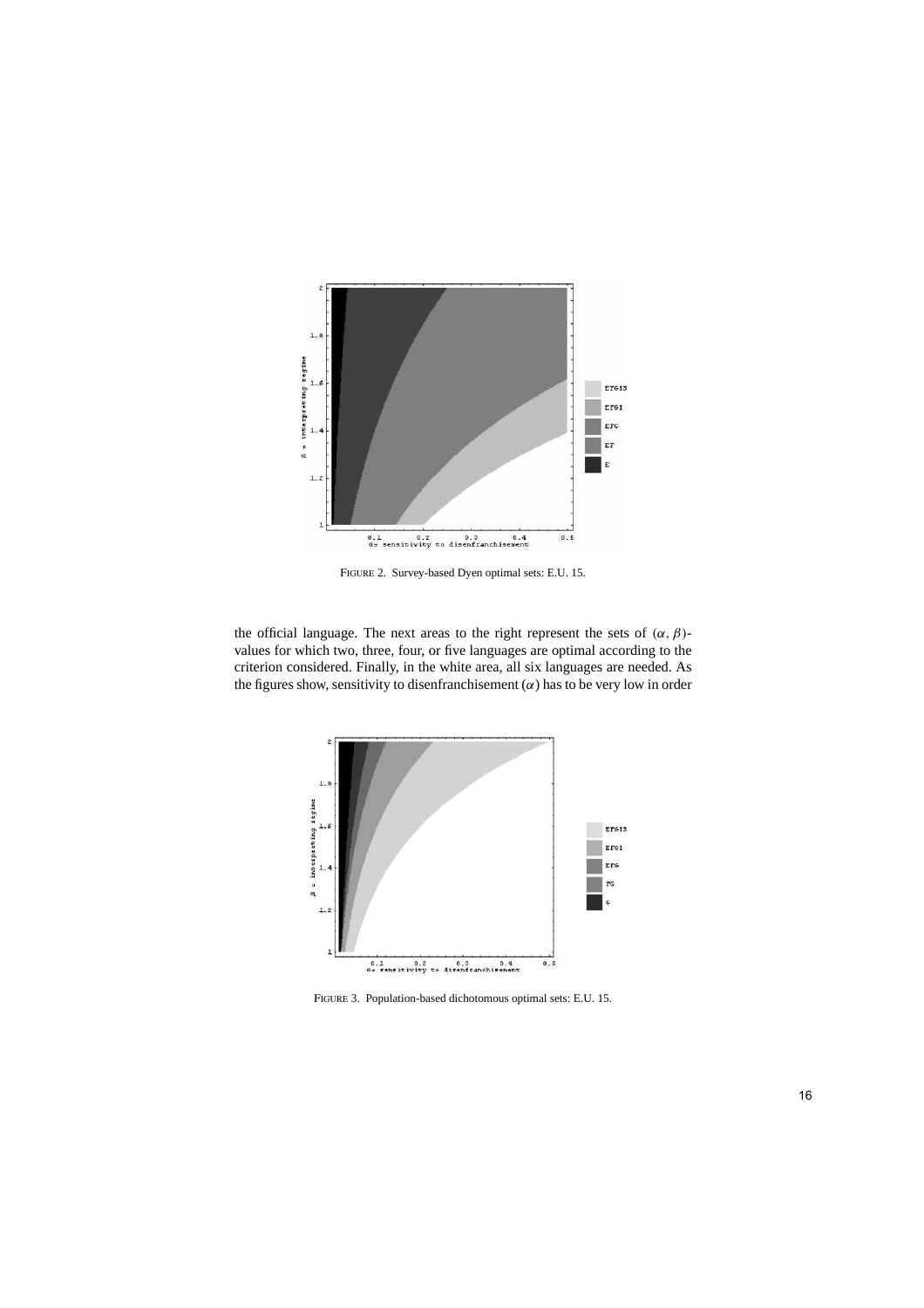FIGURE 2. Survey-based Dyen optimal sets: E.U. 15.

the official language. The next areas to the right represent the sets of $(\alpha, \beta)$-values for which two, three, four, or five languages are optimal according to the criterion considered. Finally, in the white area, all six languages are needed. As the figures show, sensitivity to disenfranchisement $(\alpha)$ has to be very low in order

FIGURE 3. Population-based dichotomous optimal sets: E.U. 15.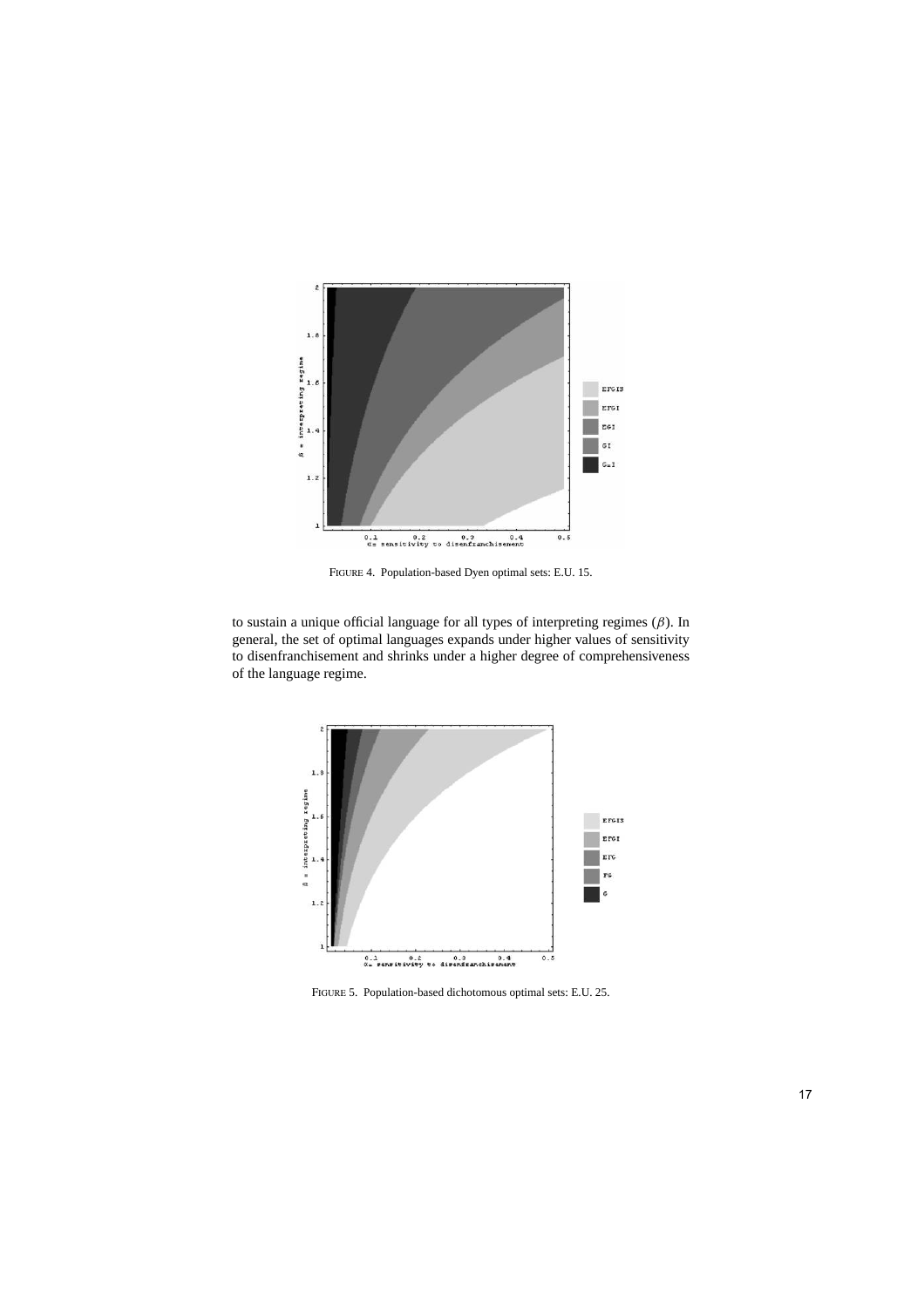FIGURE 4. Population-based Dyen optimal sets: E.U. 15.

to sustain a unique official language for all types of interpreting regimes ($\beta$). In general, the set of optimal languages expands under higher values of sensitivity to disenfranchisement and shrinks under a higher degree of comprehensiveness of the language regime.

FIGURE 5. Population-based dichotomous optimal sets: E.U. 25.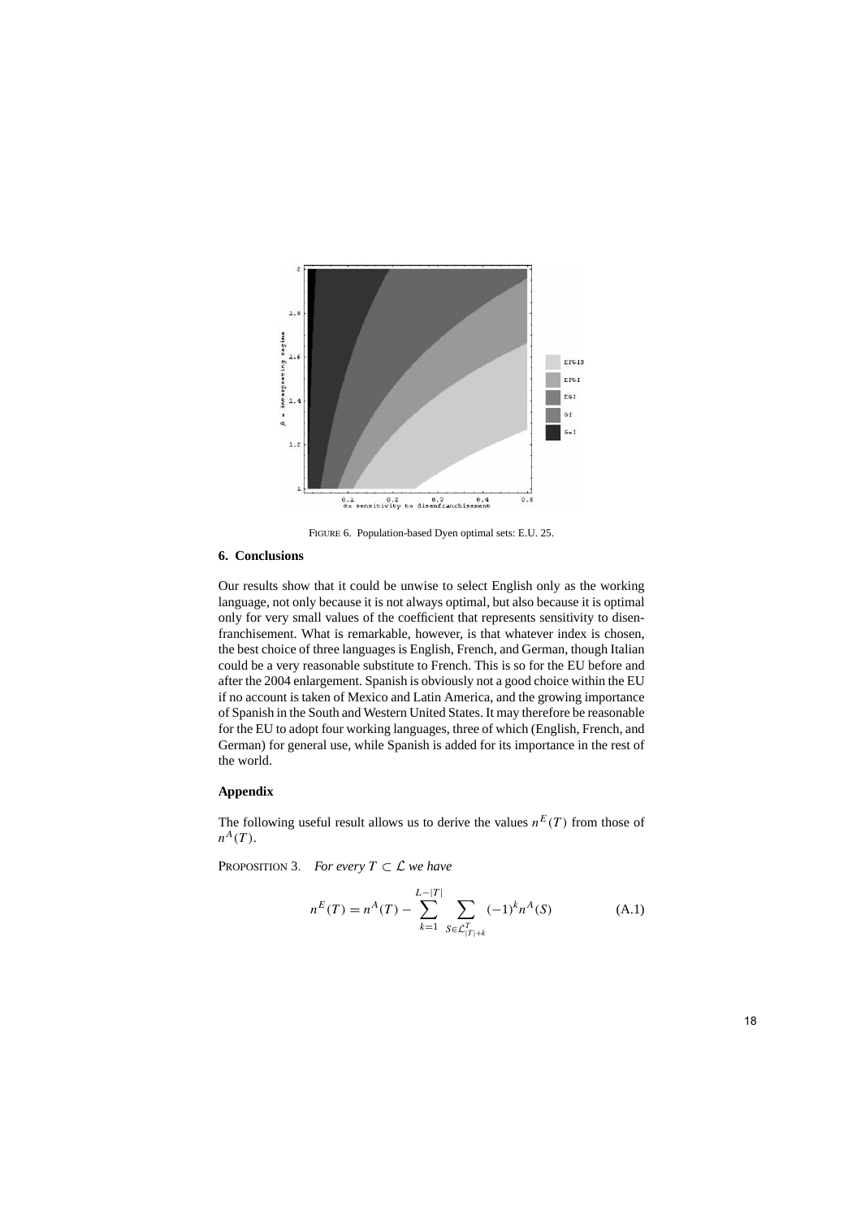FIGURE 6. Population-based Dyen optimal sets: E.U. 25.

## 6. Conclusions

Our results show that it could be unwise to select English only as the working language, not only because it is not always optimal, but also because it is optimal only for very small values of the coefficient that represents sensitivity to disenfranchisement. What is remarkable, however, is that whatever index is chosen, the best choice of three languages is English, French, and German, though Italian could be a very reasonable substitute to French. This is so for the EU before and after the 2004 enlargement. Spanish is obviously not a good choice within the EU if no account is taken of Mexico and Latin America, and the growing importance of Spanish in the South and Western United States. It may therefore be reasonable for the EU to adopt four working languages, three of which (English, French, and German) for general use, while Spanish is added for its importance in the rest of the world.

## Appendix

The following useful result allows us to derive the values $n^E(T)$ from those of $n^A(T)$.

PROPOSITION 3. *For every $T \subset \mathcal{L}$ we have*

$$n^E(T) = n^A(T) - \sum_{k=1}^{L-|T|} \sum_{S \in \mathcal{L}^T_{|T|+k}} (-1)^k n^A(S) \tag{A.1}$$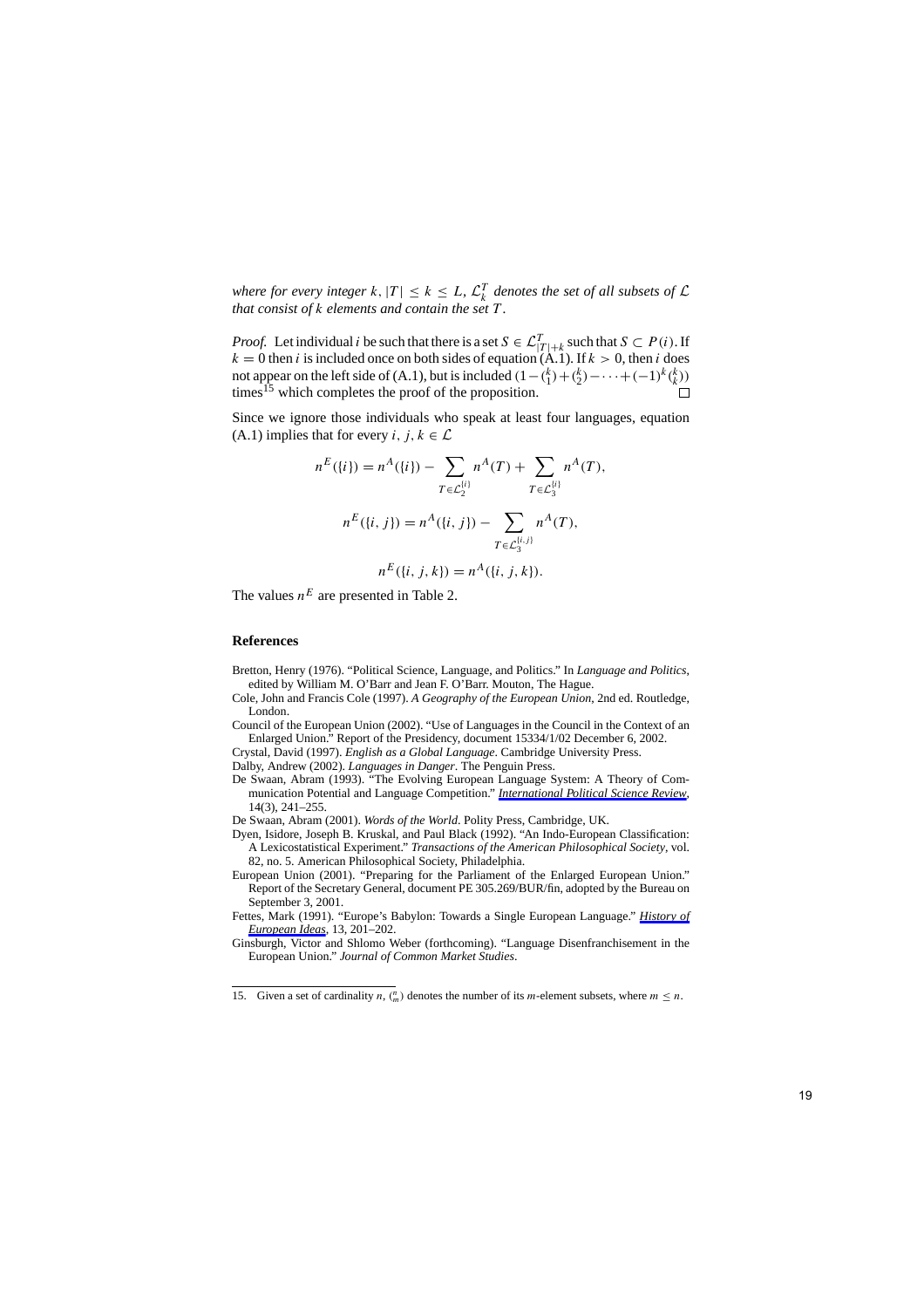*where for every integer $k$, $|T| \leq k \leq L$, $\mathcal{L}_k^T$ denotes the set of all subsets of $\mathcal{L}$ that consist of $k$ elements and contain the set $T$.*

*Proof.* Let individual $i$ be such that there is a set $S \in \mathcal{L}_{|T|+k}^T$ such that $S \subset P(i)$. If $k = 0$ then $i$ is included once on both sides of equation (A.1). If $k > 0$, then $i$ does not appear on the left side of (A.1), but is included $(1 - \binom{k}{1} + \binom{k}{2} - \cdots + (-1)^k \binom{k}{k})$ times[15] which completes the proof of the proposition. □

Since we ignore those individuals who speak at least four languages, equation (A.1) implies that for every $i, j, k \in \mathcal{L}$

$$n^E(\{i\}) = n^A(\{i\}) - \sum_{T \in \mathcal{L}_2^{\{i\}}} n^A(T) + \sum_{T \in \mathcal{L}_3^{\{i\}}} n^A(T),$$

$$n^E(\{i, j\}) = n^A(\{i, j\}) - \sum_{T \in \mathcal{L}_3^{\{i,j\}}} n^A(T),$$

$$n^E(\{i, j, k\}) = n^A(\{i, j, k\}).$$

The values $n^E$ are presented in Table 2.

## References

Bretton, Henry (1976). "Political Science, Language, and Politics." In *Language and Politics*, edited by William M. O'Barr and Jean F. O'Barr. Mouton, The Hague.

Cole, John and Francis Cole (1997). *A Geography of the European Union*, 2nd ed. Routledge, London.

Council of the European Union (2002). "Use of Languages in the Council in the Context of an Enlarged Union." Report of the Presidency, document 15334/1/02 December 6, 2002.

Crystal, David (1997). *English as a Global Language*. Cambridge University Press.

Dalby, Andrew (2002). *Languages in Danger*. The Penguin Press.

De Swaan, Abram (1993). "The Evolving European Language System: A Theory of Communication Potential and Language Competition." *International Political Science Review*, 14(3), 241–255.

De Swaan, Abram (2001). *Words of the World*. Polity Press, Cambridge, UK.

Dyen, Isidore, Joseph B. Kruskal, and Paul Black (1992). "An Indo-European Classification: A Lexicostatistical Experiment." *Transactions of the American Philosophical Society*, vol. 82, no. 5. American Philosophical Society, Philadelphia.

European Union (2001). "Preparing for the Parliament of the Enlarged European Union." Report of the Secretary General, document PE 305.269/BUR/fin, adopted by the Bureau on September 3, 2001.

Fettes, Mark (1991). "Europe's Babylon: Towards a Single European Language." *History of European Ideas*, 13, 201–202.

Ginsburgh, Victor and Shlomo Weber (forthcoming). "Language Disenfranchisement in the European Union." *Journal of Common Market Studies*.

---

15. Given a set of cardinality $n$, $\binom{n}{m}$ denotes the number of its $m$-element subsets, where $m \leq n$.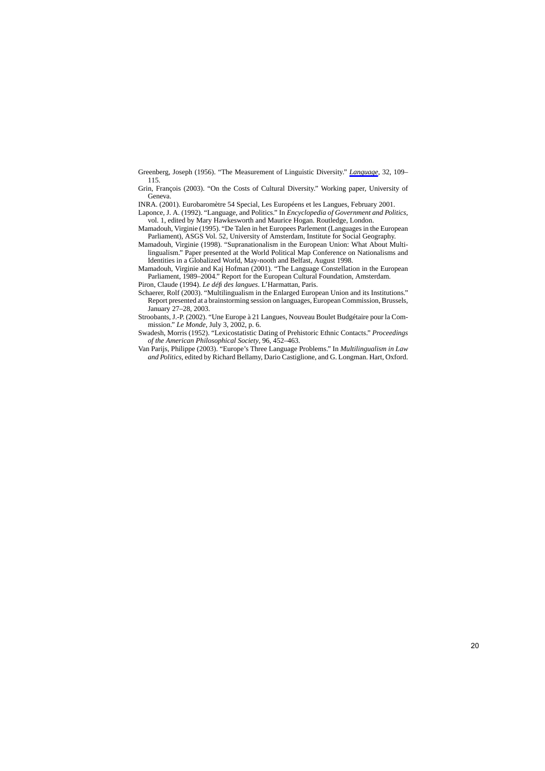Greenberg, Joseph (1956). "The Measurement of Linguistic Diversity." *Language*, 32, 109–115.

Grin, François (2003). "On the Costs of Cultural Diversity." Working paper, University of Geneva.

INRA. (2001). Eurobaromètre 54 Special, Les Européens et les Langues, February 2001.

Laponce, J. A. (1992). "Language, and Politics." In *Encyclopedia of Government and Politics*, vol. 1, edited by Mary Hawkesworth and Maurice Hogan. Routledge, London.

Mamadouh, Virginie (1995). "De Talen in het Europees Parlement (Languages in the European Parliament), ASGS Vol. 52, University of Amsterdam, Institute for Social Geography.

Mamadouh, Virginie (1998). "Supranationalism in the European Union: What About Multilingualism." Paper presented at the World Political Map Conference on Nationalisms and Identities in a Globalized World, May-nooth and Belfast, August 1998.

Mamadouh, Virginie and Kaj Hofman (2001). "The Language Constellation in the European Parliament, 1989–2004." Report for the European Cultural Foundation, Amsterdam.

Piron, Claude (1994). *Le défi des langues*. L'Harmattan, Paris.

Schaerer, Rolf (2003). "Multilingualism in the Enlarged European Union and its Institutions." Report presented at a brainstorming session on languages, European Commission, Brussels, January 27–28, 2003.

Stroobants, J.-P. (2002). "Une Europe à 21 Langues, Nouveau Boulet Budgétaire pour la Commission." *Le Monde*, July 3, 2002, p. 6.

Swadesh, Morris (1952). "Lexicostatistic Dating of Prehistoric Ethnic Contacts." *Proceedings of the American Philosophical Society*, 96, 452–463.

Van Parijs, Philippe (2003). "Europe's Three Language Problems." In *Multilingualism in Law and Politics*, edited by Richard Bellamy, Dario Castiglione, and G. Longman. Hart, Oxford.